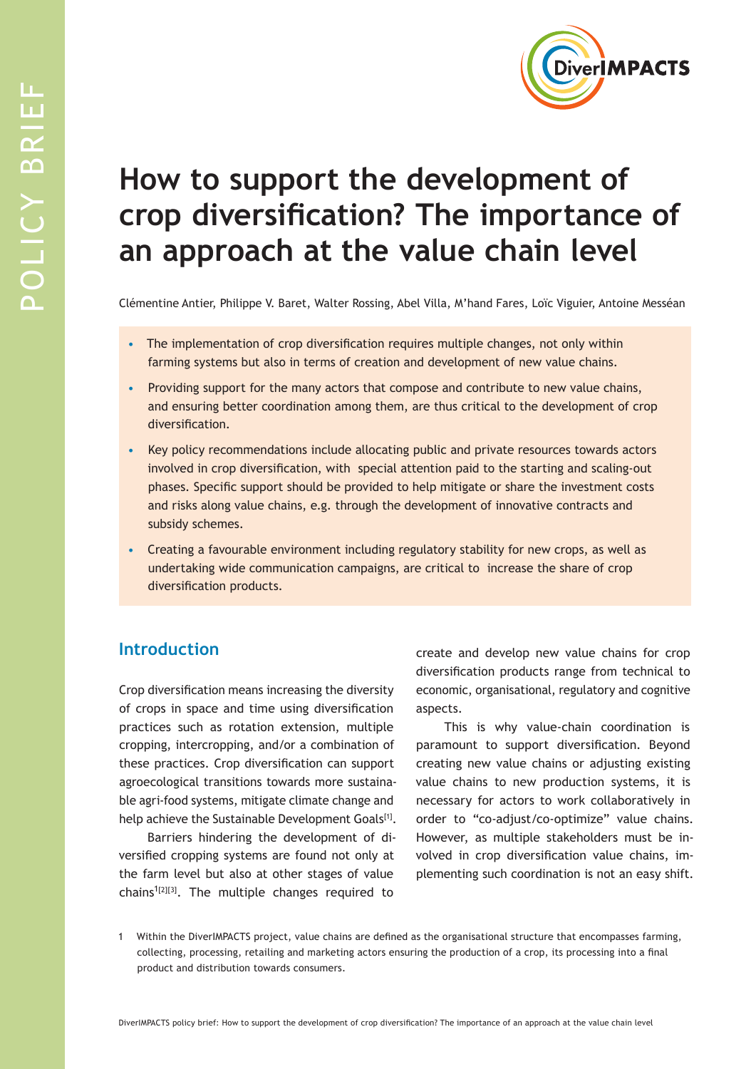# How to support the development of crop diversification? The importance of an approach at the value chain level

Clémentine Antier, Philippe V. Baret, Walter Rossing, Abel Villa, M'hand Fares, Loïc Viguier, Antoine Messéan

- The implementation of crop diversification requires multiple changes, not only within farming systems but also in terms of creation and development of new value chains.
- Providing support for the many actors that compose and contribute to new value chains, and ensuring better coordination among them, are thus critical to the development of crop diversification.
- Key policy recommendations include allocating public and private resources towards actors involved in crop diversification, with special attention paid to the starting and scaling-out phases. Specific support should be provided to help mitigate or share the investment costs and risks along value chains, e.g. through the development of innovative contracts and subsidy schemes.
- Creating a favourable environment including regulatory stability for new crops, as well as undertaking wide communication campaigns, are critical to increase the share of crop diversification products.

## Introduction

Crop diversification means increasing the diversity of crops in space and time using diversification practices such as rotation extension, multiple cropping, intercropping, and/or a combination of these practices. Crop diversification can support agroecological transitions towards more sustainable agri-food systems, mitigate climate change and help achieve the Sustainable Development Goals[1].

Barriers hindering the development of diversified cropping systems are found not only at the farm level but also at other stages of value chains[1][2][3]. The multiple changes required to create and develop new value chains for crop diversification products range from technical to economic, organisational, regulatory and cognitive aspects.

This is why value-chain coordination is paramount to support diversification. Beyond creating new value chains or adjusting existing value chains to new production systems, it is necessary for actors to work collaboratively in order to "co-adjust/co-optimize" value chains. However, as multiple stakeholders must be involved in crop diversification value chains, implementing such coordination is not an easy shift.

1 Within the DiverIMPACTS project, value chains are defined as the organisational structure that encompasses farming, collecting, processing, retailing and marketing actors ensuring the production of a crop, its processing into a final product and distribution towards consumers.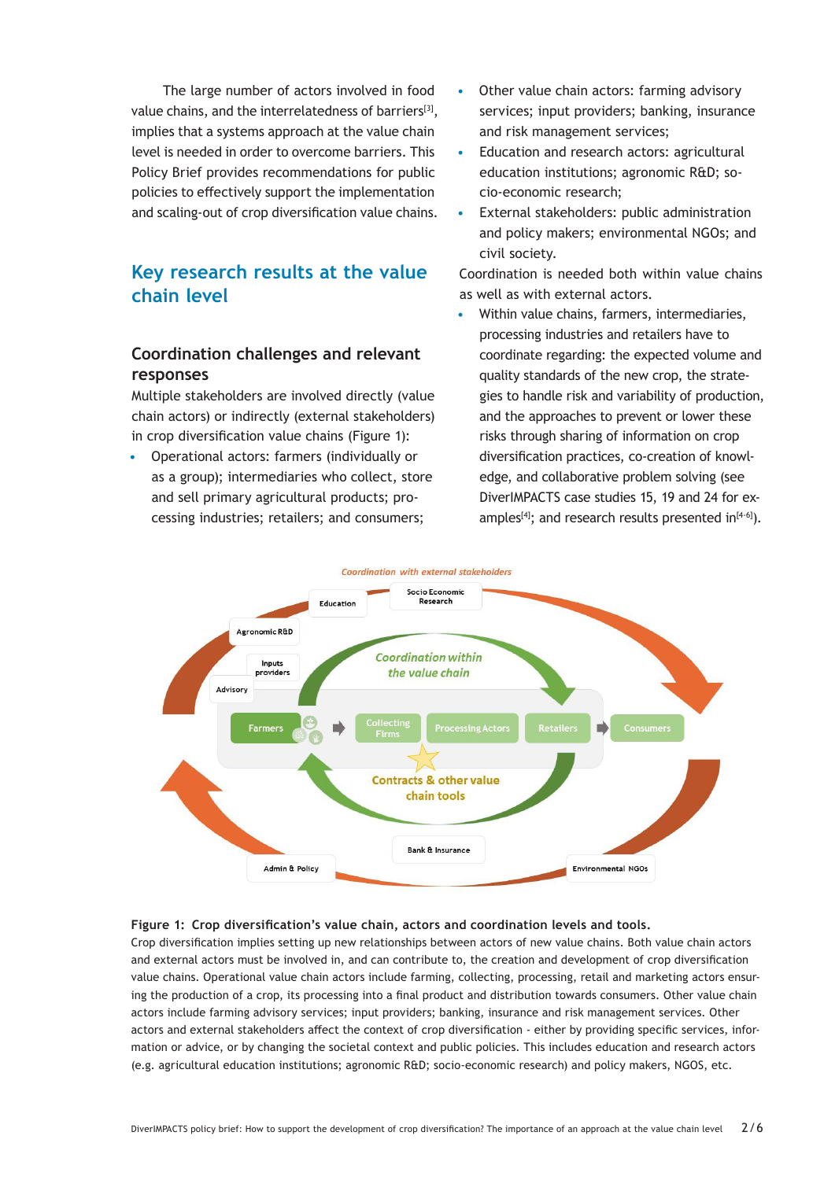The large number of actors involved in food value chains, and the interrelatedness of barriers[3], implies that a systems approach at the value chain level is needed in order to overcome barriers. This Policy Brief provides recommendations for public policies to effectively support the implementation and scaling-out of crop diversification value chains.

## Key research results at the value chain level

### Coordination challenges and relevant responses

Multiple stakeholders are involved directly (value chain actors) or indirectly (external stakeholders) in crop diversification value chains (Figure 1):

- Operational actors: farmers (individually or as a group); intermediaries who collect, store and sell primary agricultural products; processing industries; retailers; and consumers;
- Other value chain actors: farming advisory services; input providers; banking, insurance and risk management services;
- Education and research actors: agricultural education institutions; agronomic R&D; socio-economic research;
- External stakeholders: public administration and policy makers; environmental NGOs; and civil society.

Coordination is needed both within value chains as well as with external actors.

- Within value chains, farmers, intermediaries, processing industries and retailers have to coordinate regarding: the expected volume and quality standards of the new crop, the strategies to handle risk and variability of production, and the approaches to prevent or lower these risks through sharing of information on crop diversification practices, co-creation of knowledge, and collaborative problem solving (see DiverIMPACTS case studies 15, 19 and 24 for examples[4]; and research results presented in[4-6]).

**Figure 1: Crop diversification's value chain, actors and coordination levels and tools.**
Crop diversification implies setting up new relationships between actors of new value chains. Both value chain actors and external actors must be involved in, and can contribute to, the creation and development of crop diversification value chains. Operational value chain actors include farming, collecting, processing, retail and marketing actors ensuring the production of a crop, its processing into a final product and distribution towards consumers. Other value chain actors include farming advisory services; input providers; banking, insurance and risk management services. Other actors and external stakeholders affect the context of crop diversification - either by providing specific services, information or advice, or by changing the societal context and public policies. This includes education and research actors (e.g. agricultural education institutions; agronomic R&D; socio-economic research) and policy makers, NGOS, etc.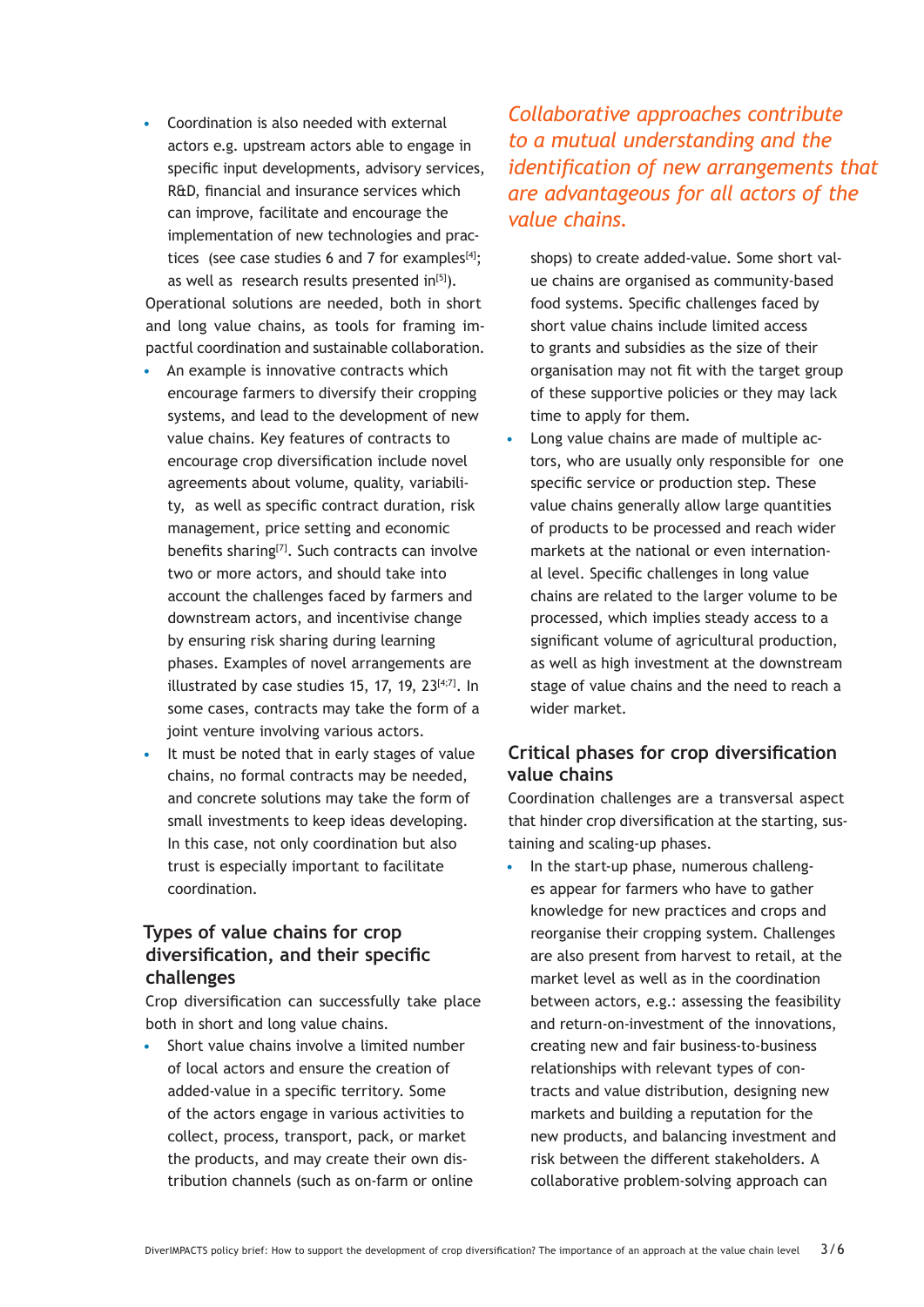- Coordination is also needed with external actors e.g. upstream actors able to engage in specific input developments, advisory services, R&D, financial and insurance services which can improve, facilitate and encourage the implementation of new technologies and practices (see case studies 6 and 7 for examples[4]; as well as research results presented in[5]).

Operational solutions are needed, both in short and long value chains, as tools for framing impactful coordination and sustainable collaboration.

- An example is innovative contracts which encourage farmers to diversify their cropping systems, and lead to the development of new value chains. Key features of contracts to encourage crop diversification include novel agreements about volume, quality, variability, as well as specific contract duration, risk management, price setting and economic benefits sharing[7]. Such contracts can involve two or more actors, and should take into account the challenges faced by farmers and downstream actors, and incentivise change by ensuring risk sharing during learning phases. Examples of novel arrangements are illustrated by case studies 15, 17, 19, 23[4;7]. In some cases, contracts may take the form of a joint venture involving various actors.
- It must be noted that in early stages of value chains, no formal contracts may be needed, and concrete solutions may take the form of small investments to keep ideas developing. In this case, not only coordination but also trust is especially important to facilitate coordination.

## Types of value chains for crop diversification, and their specific challenges

Crop diversification can successfully take place both in short and long value chains.

- Short value chains involve a limited number of local actors and ensure the creation of added-value in a specific territory. Some of the actors engage in various activities to collect, process, transport, pack, or market the products, and may create their own distribution channels (such as on-farm or online shops) to create added-value. Some short value chains are organised as community-based food systems. Specific challenges faced by short value chains include limited access to grants and subsidies as the size of their organisation may not fit with the target group of these supportive policies or they may lack time to apply for them.
- Long value chains are made of multiple actors, who are usually only responsible for one specific service or production step. These value chains generally allow large quantities of products to be processed and reach wider markets at the national or even international level. Specific challenges in long value chains are related to the larger volume to be processed, which implies steady access to a significant volume of agricultural production, as well as high investment at the downstream stage of value chains and the need to reach a wider market.

*Collaborative approaches contribute to a mutual understanding and the identification of new arrangements that are advantageous for all actors of the value chains.*

## Critical phases for crop diversification value chains

Coordination challenges are a transversal aspect that hinder crop diversification at the starting, sustaining and scaling-up phases.

- In the start-up phase, numerous challenges appear for farmers who have to gather knowledge for new practices and crops and reorganise their cropping system. Challenges are also present from harvest to retail, at the market level as well as in the coordination between actors, e.g.: assessing the feasibility and return-on-investment of the innovations, creating new and fair business-to-business relationships with relevant types of contracts and value distribution, designing new markets and building a reputation for the new products, and balancing investment and risk between the different stakeholders. A collaborative problem-solving approach can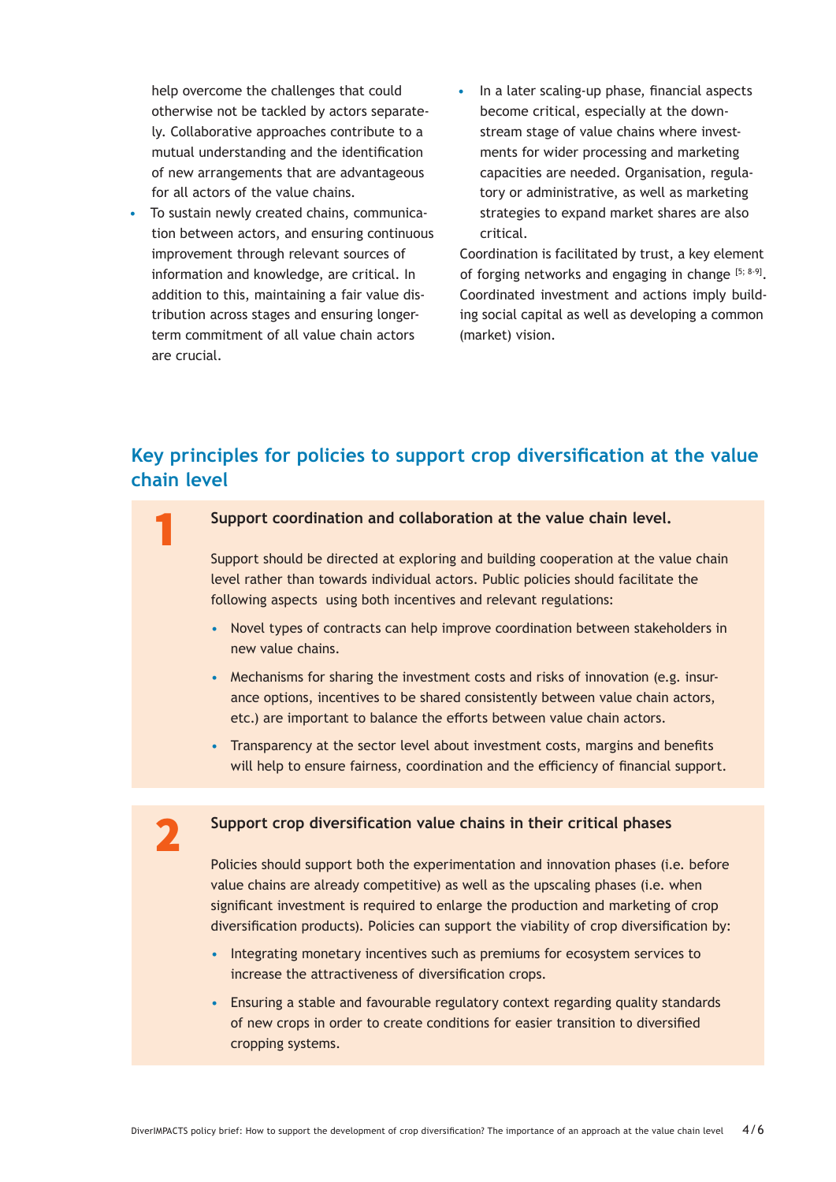help overcome the challenges that could otherwise not be tackled by actors separately. Collaborative approaches contribute to a mutual understanding and the identification of new arrangements that are advantageous for all actors of the value chains.

- To sustain newly created chains, communication between actors, and ensuring continuous improvement through relevant sources of information and knowledge, are critical. In addition to this, maintaining a fair value distribution across stages and ensuring longer-term commitment of all value chain actors are crucial.
- In a later scaling-up phase, financial aspects become critical, especially at the downstream stage of value chains where investments for wider processing and marketing capacities are needed. Organisation, regulatory or administrative, as well as marketing strategies to expand market shares are also critical.

Coordination is facilitated by trust, a key element of forging networks and engaging in change [5; 8-9]. Coordinated investment and actions imply building social capital as well as developing a common (market) vision.

## Key principles for policies to support crop diversification at the value chain level

**1**

**Support coordination and collaboration at the value chain level.**

Support should be directed at exploring and building cooperation at the value chain level rather than towards individual actors. Public policies should facilitate the following aspects using both incentives and relevant regulations:

- Novel types of contracts can help improve coordination between stakeholders in new value chains.
- Mechanisms for sharing the investment costs and risks of innovation (e.g. insurance options, incentives to be shared consistently between value chain actors, etc.) are important to balance the efforts between value chain actors.
- Transparency at the sector level about investment costs, margins and benefits will help to ensure fairness, coordination and the efficiency of financial support.

**2**

**Support crop diversification value chains in their critical phases**

Policies should support both the experimentation and innovation phases (i.e. before value chains are already competitive) as well as the upscaling phases (i.e. when significant investment is required to enlarge the production and marketing of crop diversification products). Policies can support the viability of crop diversification by:

- Integrating monetary incentives such as premiums for ecosystem services to increase the attractiveness of diversification crops.
- Ensuring a stable and favourable regulatory context regarding quality standards of new crops in order to create conditions for easier transition to diversified cropping systems.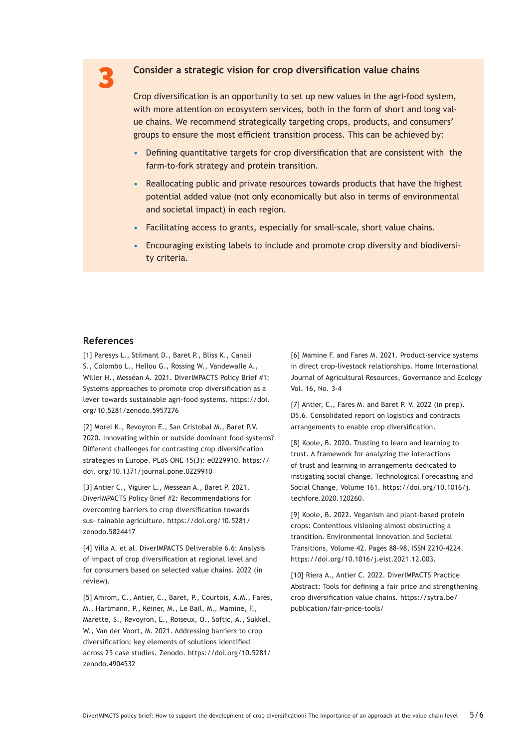## 3 Consider a strategic vision for crop diversification value chains

Crop diversification is an opportunity to set up new values in the agri-food system, with more attention on ecosystem services, both in the form of short and long value chains. We recommend strategically targeting crops, products, and consumers' groups to ensure the most efficient transition process. This can be achieved by:

- Defining quantitative targets for crop diversification that are consistent with the farm-to-fork strategy and protein transition.
- Reallocating public and private resources towards products that have the highest potential added value (not only economically but also in terms of environmental and societal impact) in each region.
- Facilitating access to grants, especially for small-scale, short value chains.
- Encouraging existing labels to include and promote crop diversity and biodiversity criteria.

## References

[1] Paresys L., Stilmant D., Baret P., Bliss K., Canali S., Colombo L., Hellou G., Rossing W., Vandewalle A., Willer H., Messéan A. 2021. DiverIMPACTS Policy Brief #1: Systems approaches to promote crop diversification as a lever towards sustainable agri-food systems. https://doi.org/10.5281/zenodo.5957276

[2] Morel K., Revoyron E., San Cristobal M., Baret P.V. 2020. Innovating within or outside dominant food systems? Different challenges for contrasting crop diversification strategies in Europe. PLoS ONE 15(3): e0229910. https://doi. org/10.1371/journal.pone.0229910

[3] Antier C., Viguier L., Messean A., Baret P. 2021. DiverIMPACTS Policy Brief #2: Recommendations for overcoming barriers to crop diversification towards sus- tainable agriculture. https://doi.org/10.5281/zenodo.5824417

[4] Villa A. et al. DiverIMPACTS Deliverable 6.6: Analysis of impact of crop diversification at regional level and for consumers based on selected value chains. 2022 (in review).

[5] Amrom, C., Antier, C., Baret, P., Courtois, A.M., Farès, M., Hartmann, P., Keiner, M., Le Bail, M., Mamine, F., Marette, S., Revoyron, E., Roiseux, O., Softic, A., Sukkel, W., Van der Voort, M. 2021. Addressing barriers to crop diversification: key elements of solutions identified across 25 case studies. Zenodo. https://doi.org/10.5281/zenodo.4904532

[6] Mamine F. and Fares M. 2021. Product-service systems in direct crop-livestock relationships. Home International Journal of Agricultural Resources, Governance and Ecology Vol. 16, No. 3-4

[7] Antier, C., Fares M. and Baret P. V. 2022 (in prep). D5.6. Consolidated report on logistics and contracts arrangements to enable crop diversification.

[8] Koole, B. 2020. Trusting to learn and learning to trust. A framework for analyzing the interactions of trust and learning in arrangements dedicated to instigating social change. Technological Forecasting and Social Change, Volume 161. https://doi.org/10.1016/j.techfore.2020.120260.

[9] Koole, B. 2022. Veganism and plant-based protein crops: Contentious visioning almost obstructing a transition. Environmental Innovation and Societal Transitions, Volume 42. Pages 88-98, ISSN 2210-4224. https://doi.org/10.1016/j.eist.2021.12.003.

[10] Riera A., Antier C. 2022. DiverIMPACTS Practice Abstract: Tools for defining a fair price and strengthening crop diversification value chains. https://sytra.be/publication/fair-price-tools/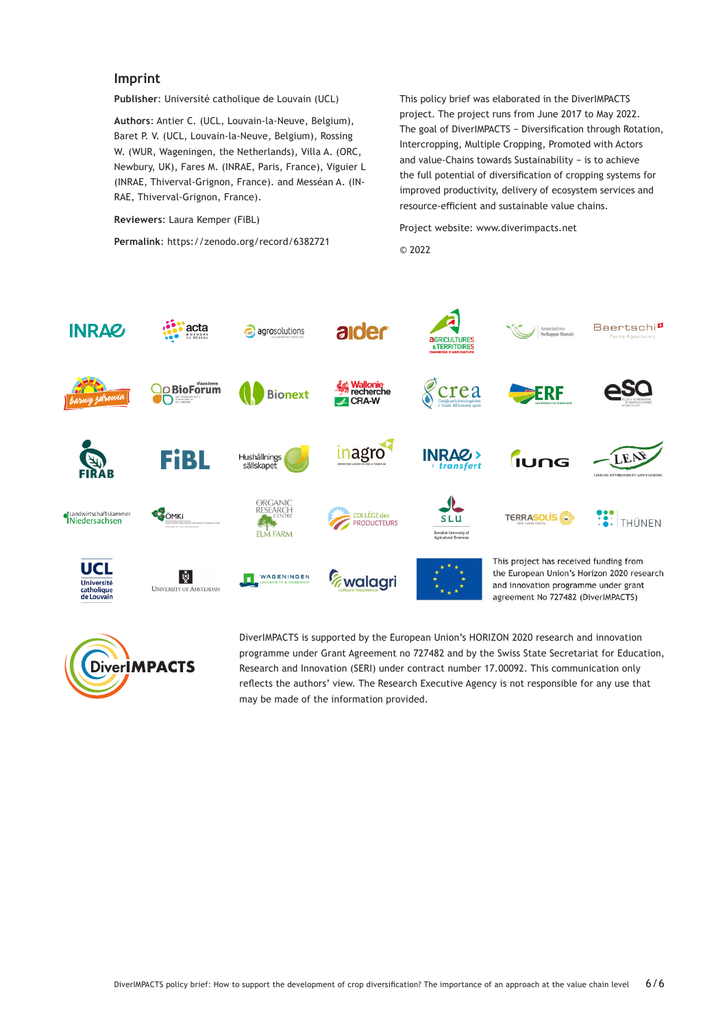## Imprint

**Publisher**: Université catholique de Louvain (UCL)

**Authors**: Antier C. (UCL, Louvain-la-Neuve, Belgium), Baret P. V. (UCL, Louvain-la-Neuve, Belgium), Rossing W. (WUR, Wageningen, the Netherlands), Villa A. (ORC, Newbury, UK), Fares M. (INRAE, Paris, France), Viguier L (INRAE, Thiverval-Grignon, France). and Messéan A. (INRAE, Thiverval-Grignon, France).

**Reviewers**: Laura Kemper (FiBL)

**Permalink**: https://zenodo.org/record/6382721

This policy brief was elaborated in the DiverIMPACTS project. The project runs from June 2017 to May 2022. The goal of DiverIMPACTS – Diversification through Rotation, Intercropping, Multiple Cropping, Promoted with Actors and value-Chains towards Sustainability – is to achieve the full potential of diversification of cropping systems for improved productivity, delivery of ecosystem services and resource-efficient and sustainable value chains.

Project website: www.diverimpacts.net

© 2022

This project has received funding from the European Union's Horizon 2020 research and innovation programme under grant agreement No 727482 (DiverIMPACTS)

DiverIMPACTS is supported by the European Union's HORIZON 2020 research and innovation programme under Grant Agreement no 727482 and by the Swiss State Secretariat for Education, Research and Innovation (SERI) under contract number 17.00092. This communication only reflects the authors' view. The Research Executive Agency is not responsible for any use that may be made of the information provided.